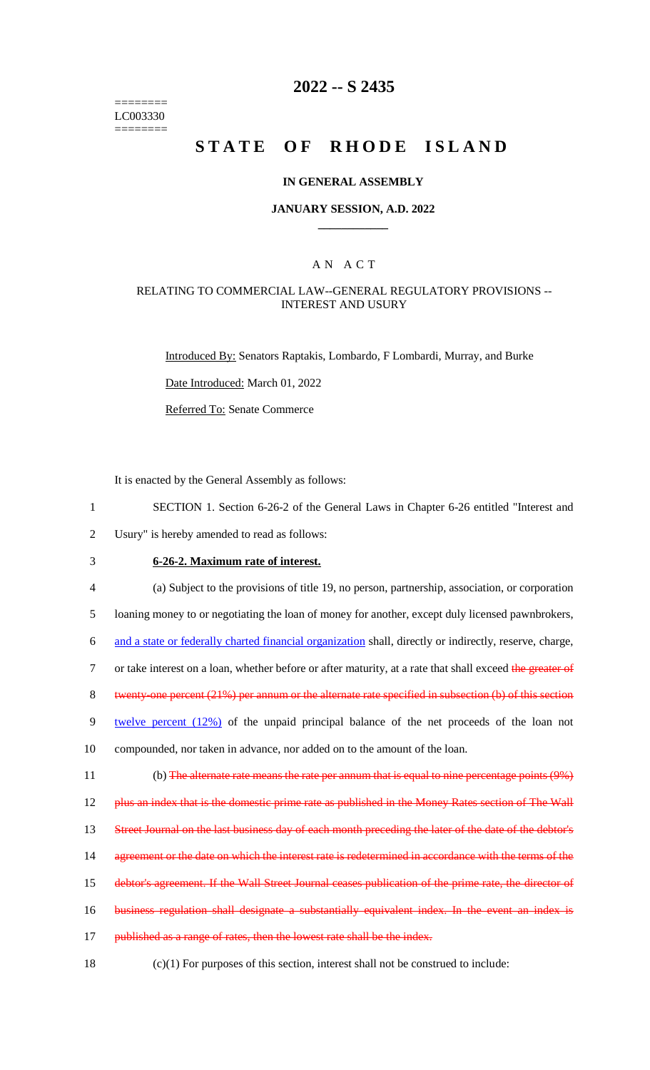========
LC003330
========

# 2022 -- S 2435

# STATE OF RHODE ISLAND

## IN GENERAL ASSEMBLY

### JANUARY SESSION, A.D. 2022

## A N A C T

### RELATING TO COMMERCIAL LAW--GENERAL REGULATORY PROVISIONS -- INTEREST AND USURY

Introduced By: Senators Raptakis, Lombardo, F Lombardi, Murray, and Burke

Date Introduced: March 01, 2022

Referred To: Senate Commerce

It is enacted by the General Assembly as follows:

1 SECTION 1. Section 6-26-2 of the General Laws in Chapter 6-26 entitled "Interest and
2 Usury" is hereby amended to read as follows:

3 **6-26-2. Maximum rate of interest.**

4 (a) Subject to the provisions of title 19, no person, partnership, association, or corporation
5 loaning money to or negotiating the loan of money for another, except duly licensed pawnbrokers,
6 and a state or federally charted financial organization shall, directly or indirectly, reserve, charge,
7 or take interest on a loan, whether before or after maturity, at a rate that shall exceed ~~the greater of~~
8 ~~twenty-one percent (21%) per annum or the alternate rate specified in subsection (b) of this section~~
9 twelve percent (12%) of the unpaid principal balance of the net proceeds of the loan not
10 compounded, nor taken in advance, nor added on to the amount of the loan.

11 (b) ~~The alternate rate means the rate per annum that is equal to nine percentage points (9%)~~
12 ~~plus an index that is the domestic prime rate as published in the Money Rates section of The Wall~~
13 ~~Street Journal on the last business day of each month preceding the later of the date of the debtor's~~
14 ~~agreement or the date on which the interest rate is redetermined in accordance with the terms of the~~
15 ~~debtor's agreement. If the Wall Street Journal ceases publication of the prime rate, the director of~~
16 ~~business regulation shall designate a substantially equivalent index. In the event an index is~~
17 ~~published as a range of rates, then the lowest rate shall be the index.~~

18 (c)(1) For purposes of this section, interest shall not be construed to include: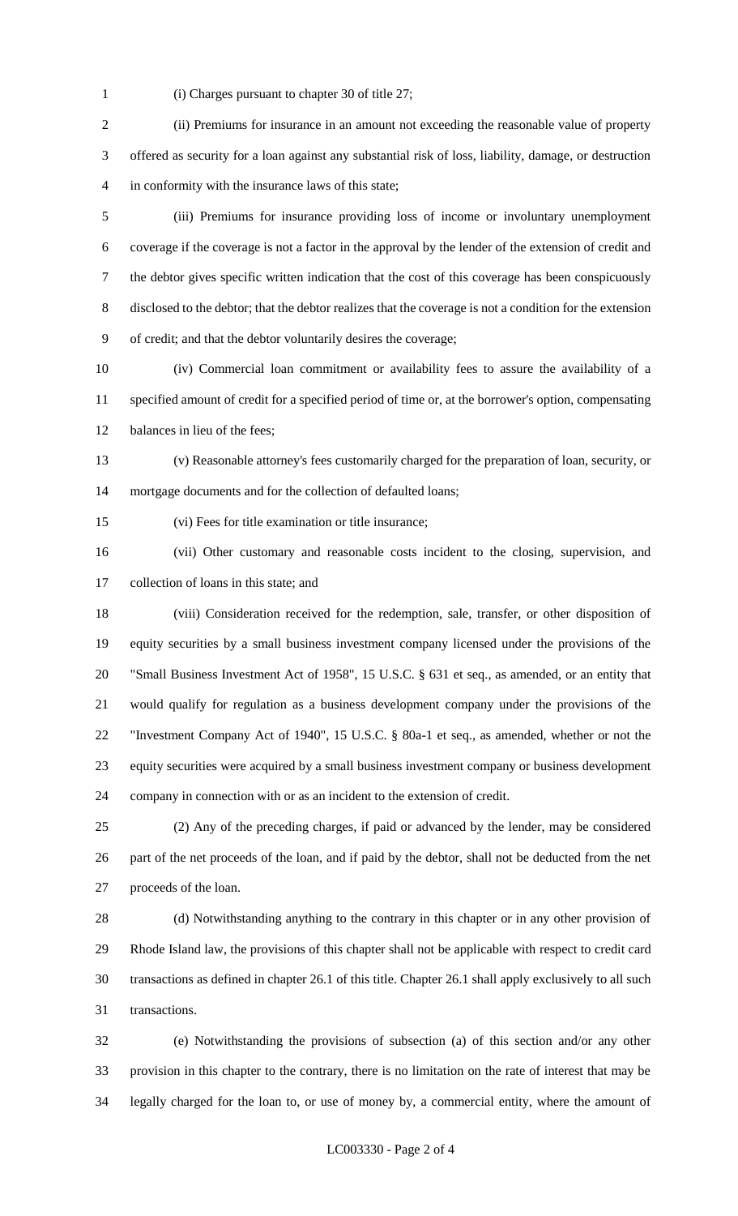(i) Charges pursuant to chapter 30 of title 27;

(ii) Premiums for insurance in an amount not exceeding the reasonable value of property offered as security for a loan against any substantial risk of loss, liability, damage, or destruction in conformity with the insurance laws of this state;

(iii) Premiums for insurance providing loss of income or involuntary unemployment coverage if the coverage is not a factor in the approval by the lender of the extension of credit and the debtor gives specific written indication that the cost of this coverage has been conspicuously disclosed to the debtor; that the debtor realizes that the coverage is not a condition for the extension of credit; and that the debtor voluntarily desires the coverage;

(iv) Commercial loan commitment or availability fees to assure the availability of a specified amount of credit for a specified period of time or, at the borrower's option, compensating balances in lieu of the fees;

(v) Reasonable attorney's fees customarily charged for the preparation of loan, security, or mortgage documents and for the collection of defaulted loans;

(vi) Fees for title examination or title insurance;

(vii) Other customary and reasonable costs incident to the closing, supervision, and collection of loans in this state; and

(viii) Consideration received for the redemption, sale, transfer, or other disposition of equity securities by a small business investment company licensed under the provisions of the "Small Business Investment Act of 1958", 15 U.S.C. § 631 et seq., as amended, or an entity that would qualify for regulation as a business development company under the provisions of the "Investment Company Act of 1940", 15 U.S.C. § 80a-1 et seq., as amended, whether or not the equity securities were acquired by a small business investment company or business development company in connection with or as an incident to the extension of credit.

(2) Any of the preceding charges, if paid or advanced by the lender, may be considered part of the net proceeds of the loan, and if paid by the debtor, shall not be deducted from the net proceeds of the loan.

(d) Notwithstanding anything to the contrary in this chapter or in any other provision of Rhode Island law, the provisions of this chapter shall not be applicable with respect to credit card transactions as defined in chapter 26.1 of this title. Chapter 26.1 shall apply exclusively to all such transactions.

(e) Notwithstanding the provisions of subsection (a) of this section and/or any other provision in this chapter to the contrary, there is no limitation on the rate of interest that may be legally charged for the loan to, or use of money by, a commercial entity, where the amount of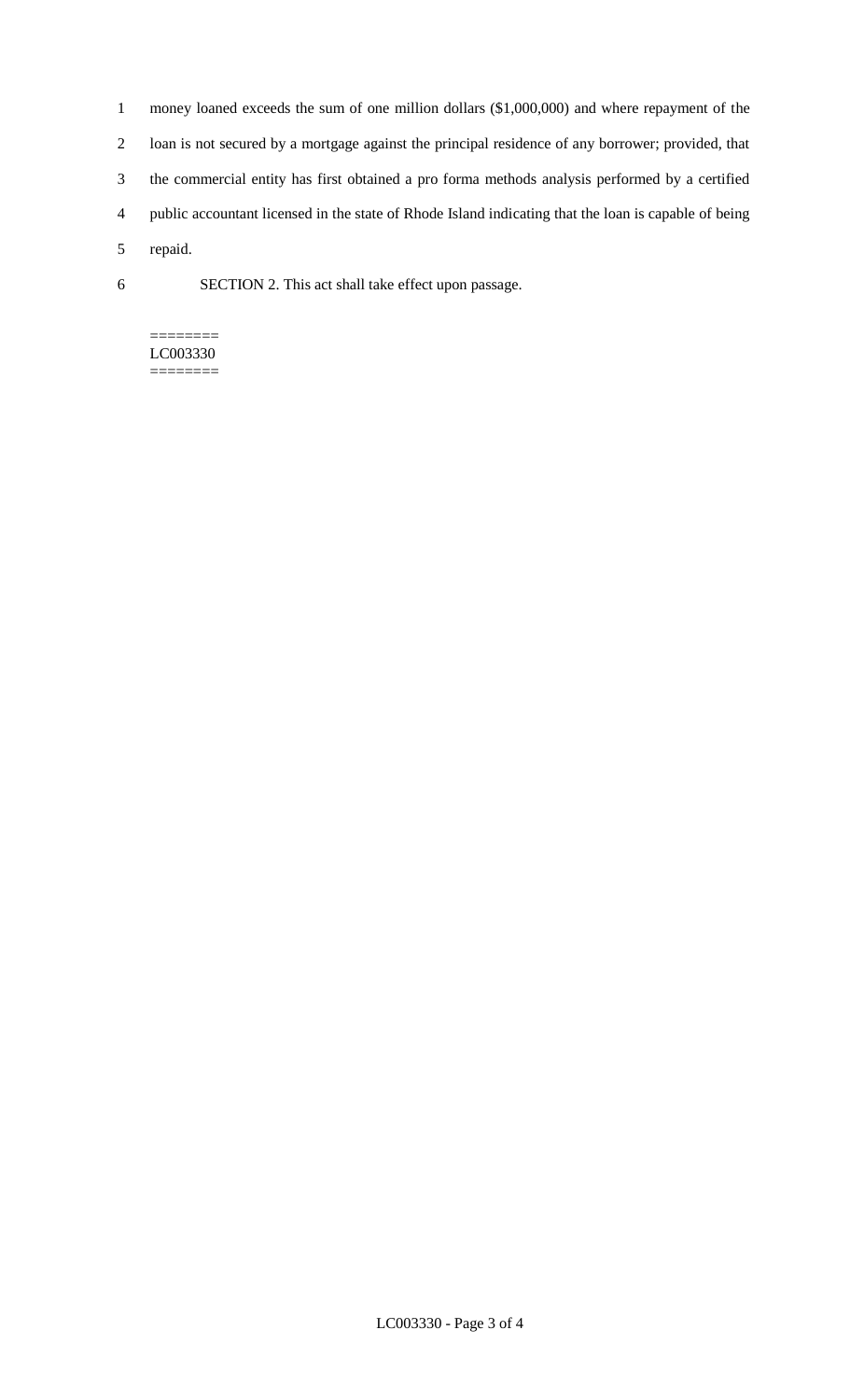money loaned exceeds the sum of one million dollars ($1,000,000) and where repayment of the loan is not secured by a mortgage against the principal residence of any borrower; provided, that the commercial entity has first obtained a pro forma methods analysis performed by a certified public accountant licensed in the state of Rhode Island indicating that the loan is capable of being repaid.

SECTION 2. This act shall take effect upon passage.

========
LC003330
========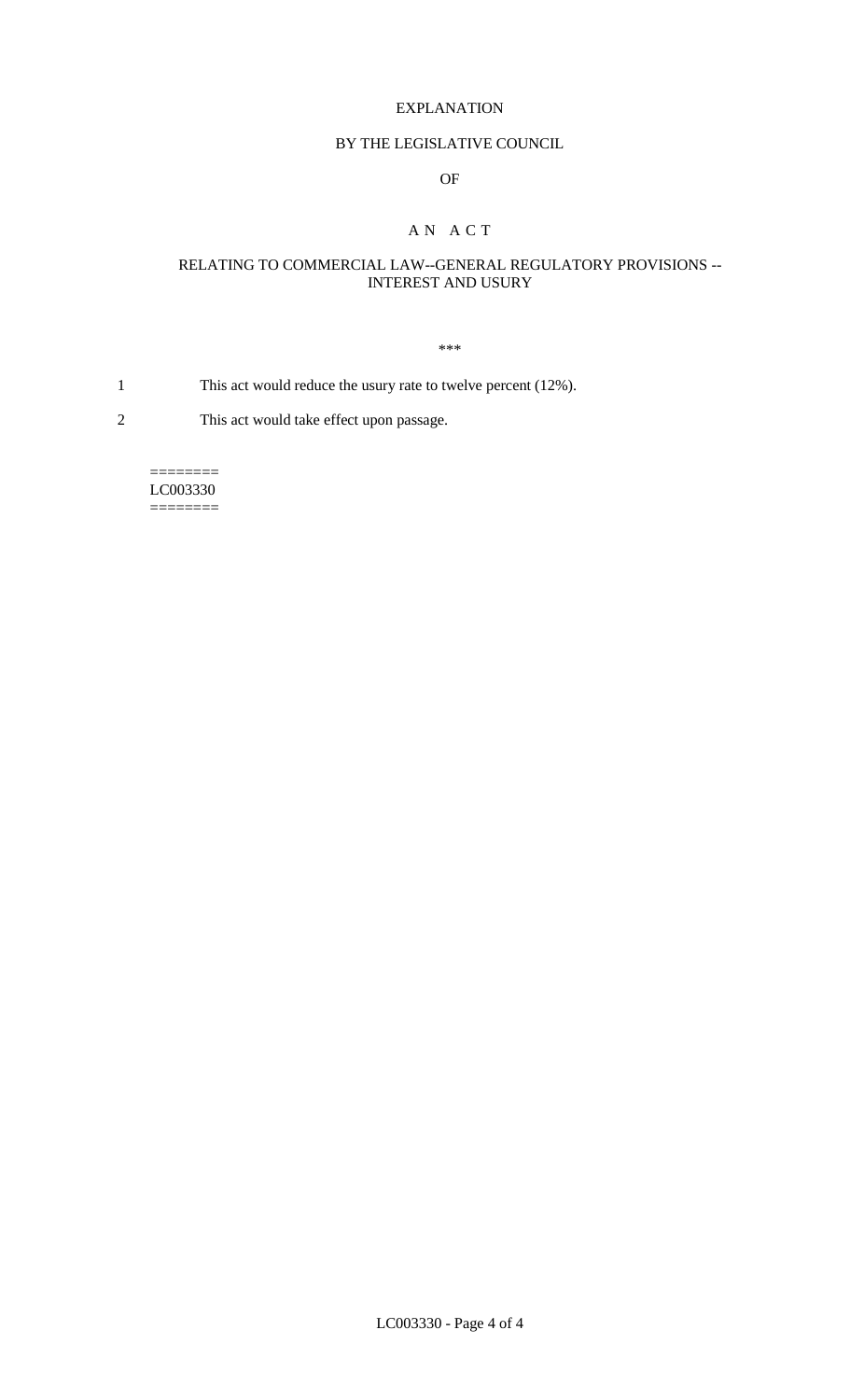EXPLANATION

BY THE LEGISLATIVE COUNCIL

OF

# A N A C T

RELATING TO COMMERCIAL LAW--GENERAL REGULATORY PROVISIONS -- INTEREST AND USURY

\*\*\*

1 This act would reduce the usury rate to twelve percent (12%).

2 This act would take effect upon passage.

========
LC003330
========